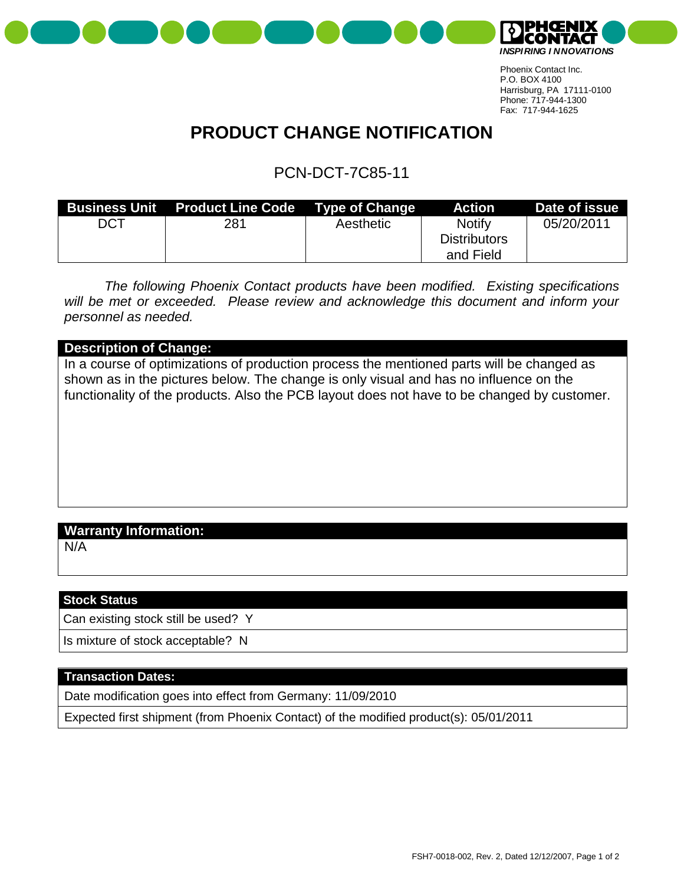Phoenix Contact Inc.
P.O. BOX 4100
Harrisburg, PA 17111-0100
Phone: 717-944-1300
Fax: 717-944-1625

# PRODUCT CHANGE NOTIFICATION

## PCN-DCT-7C85-11

| Business Unit | Product Line Code | Type of Change | Action | Date of issue |
|---|---|---|---|---|
| DCT | 281 | Aesthetic | Notify Distributors and Field | 05/20/2011 |

*The following Phoenix Contact products have been modified. Existing specifications will be met or exceeded. Please review and acknowledge this document and inform your personnel as needed.*

### Description of Change:

In a course of optimizations of production process the mentioned parts will be changed as shown as in the pictures below. The change is only visual and has no influence on the functionality of the products. Also the PCB layout does not have to be changed by customer.

### Warranty Information:

N/A

### Stock Status

Can existing stock still be used? Y

Is mixture of stock acceptable? N

### Transaction Dates:

Date modification goes into effect from Germany: 11/09/2010

Expected first shipment (from Phoenix Contact) of the modified product(s): 05/01/2011

FSH7-0018-002, Rev. 2, Dated 12/12/2007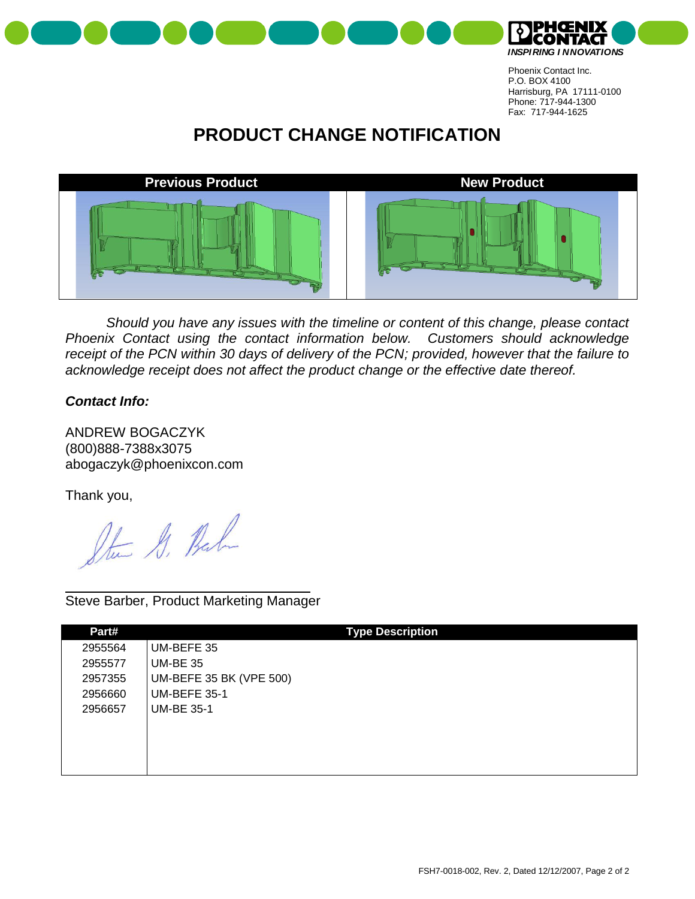Phoenix Contact Inc.
P.O. BOX 4100
Harrisburg, PA 17111-0100
Phone: 717-944-1300
Fax: 717-944-1625

# PRODUCT CHANGE NOTIFICATION

| Previous Product | New Product |
| --- | --- |
| | |

*Should you have any issues with the timeline or content of this change, please contact Phoenix Contact using the contact information below. Customers should acknowledge receipt of the PCN within 30 days of delivery of the PCN; provided, however that the failure to acknowledge receipt does not affect the product change or the effective date thereof.*

***Contact Info:***

ANDREW BOGACZYK
(800)888-7388x3075
abogaczyk@phoenixcon.com

Thank you,

Steve Barber, Product Marketing Manager

| Part# | Type Description |
| --- | --- |
| 2955564 | UM-BEFE 35 |
| 2955577 | UM-BE 35 |
| 2957355 | UM-BEFE 35 BK (VPE 500) |
| 2956660 | UM-BEFE 35-1 |
| 2956657 | UM-BE 35-1 |

FSH7-0018-002, Rev. 2, Dated 12/12/2007